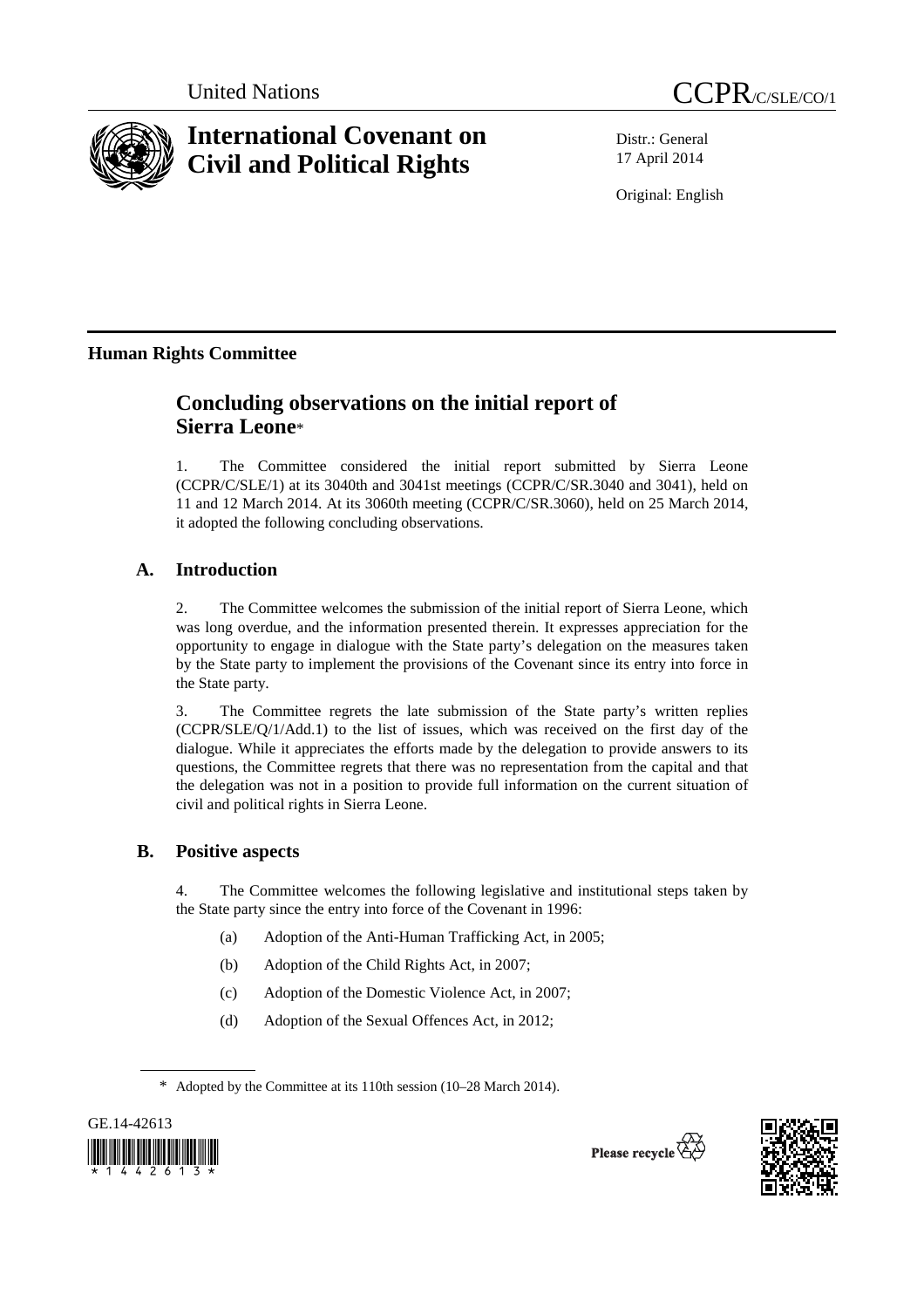United Nations CCPR/C/SLE/CO/1

# International Covenant on Civil and Political Rights

Distr.: General
17 April 2014

Original: English

## Human Rights Committee

## Concluding observations on the initial report of Sierra Leone*

1. The Committee considered the initial report submitted by Sierra Leone (CCPR/C/SLE/1) at its 3040th and 3041st meetings (CCPR/C/SR.3040 and 3041), held on 11 and 12 March 2014. At its 3060th meeting (CCPR/C/SR.3060), held on 25 March 2014, it adopted the following concluding observations.

### A. Introduction

2. The Committee welcomes the submission of the initial report of Sierra Leone, which was long overdue, and the information presented therein. It expresses appreciation for the opportunity to engage in dialogue with the State party's delegation on the measures taken by the State party to implement the provisions of the Covenant since its entry into force in the State party.

3. The Committee regrets the late submission of the State party's written replies (CCPR/SLE/Q/1/Add.1) to the list of issues, which was received on the first day of the dialogue. While it appreciates the efforts made by the delegation to provide answers to its questions, the Committee regrets that there was no representation from the capital and that the delegation was not in a position to provide full information on the current situation of civil and political rights in Sierra Leone.

### B. Positive aspects

4. The Committee welcomes the following legislative and institutional steps taken by the State party since the entry into force of the Covenant in 1996:

(a) Adoption of the Anti-Human Trafficking Act, in 2005;

(b) Adoption of the Child Rights Act, in 2007;

(c) Adoption of the Domestic Violence Act, in 2007;

(d) Adoption of the Sexual Offences Act, in 2012;

\* Adopted by the Committee at its 110th session (10–28 March 2014).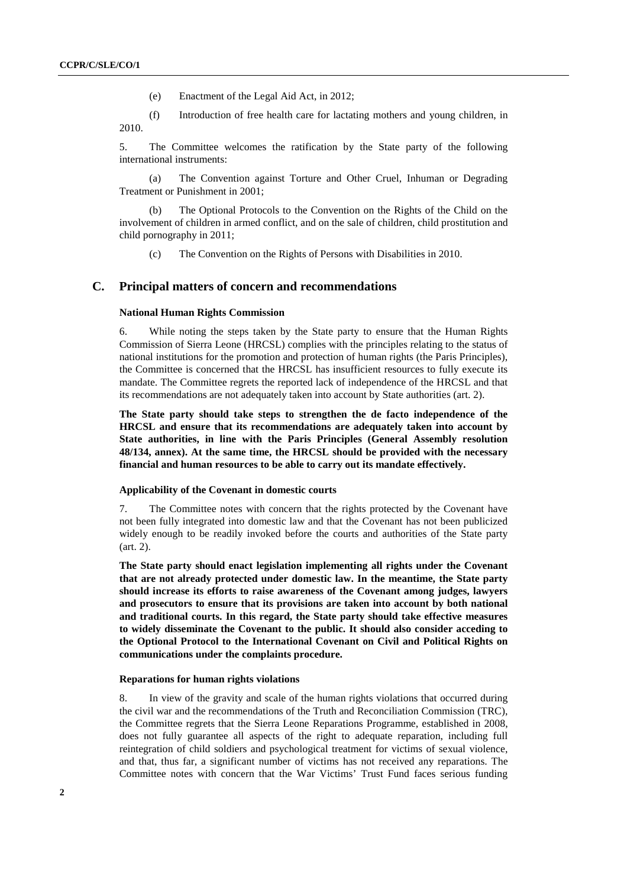(e) Enactment of the Legal Aid Act, in 2012;

(f) Introduction of free health care for lactating mothers and young children, in 2010.

5. The Committee welcomes the ratification by the State party of the following international instruments:

(a) The Convention against Torture and Other Cruel, Inhuman or Degrading Treatment or Punishment in 2001;

(b) The Optional Protocols to the Convention on the Rights of the Child on the involvement of children in armed conflict, and on the sale of children, child prostitution and child pornography in 2011;

(c) The Convention on the Rights of Persons with Disabilities in 2010.

## C. Principal matters of concern and recommendations

### National Human Rights Commission

6. While noting the steps taken by the State party to ensure that the Human Rights Commission of Sierra Leone (HRCSL) complies with the principles relating to the status of national institutions for the promotion and protection of human rights (the Paris Principles), the Committee is concerned that the HRCSL has insufficient resources to fully execute its mandate. The Committee regrets the reported lack of independence of the HRCSL and that its recommendations are not adequately taken into account by State authorities (art. 2).

**The State party should take steps to strengthen the de facto independence of the HRCSL and ensure that its recommendations are adequately taken into account by State authorities, in line with the Paris Principles (General Assembly resolution 48/134, annex). At the same time, the HRCSL should be provided with the necessary financial and human resources to be able to carry out its mandate effectively.**

### Applicability of the Covenant in domestic courts

7. The Committee notes with concern that the rights protected by the Covenant have not been fully integrated into domestic law and that the Covenant has not been publicized widely enough to be readily invoked before the courts and authorities of the State party (art. 2).

**The State party should enact legislation implementing all rights under the Covenant that are not already protected under domestic law. In the meantime, the State party should increase its efforts to raise awareness of the Covenant among judges, lawyers and prosecutors to ensure that its provisions are taken into account by both national and traditional courts. In this regard, the State party should take effective measures to widely disseminate the Covenant to the public. It should also consider acceding to the Optional Protocol to the International Covenant on Civil and Political Rights on communications under the complaints procedure.**

### Reparations for human rights violations

8. In view of the gravity and scale of the human rights violations that occurred during the civil war and the recommendations of the Truth and Reconciliation Commission (TRC), the Committee regrets that the Sierra Leone Reparations Programme, established in 2008, does not fully guarantee all aspects of the right to adequate reparation, including full reintegration of child soldiers and psychological treatment for victims of sexual violence, and that, thus far, a significant number of victims has not received any reparations. The Committee notes with concern that the War Victims' Trust Fund faces serious funding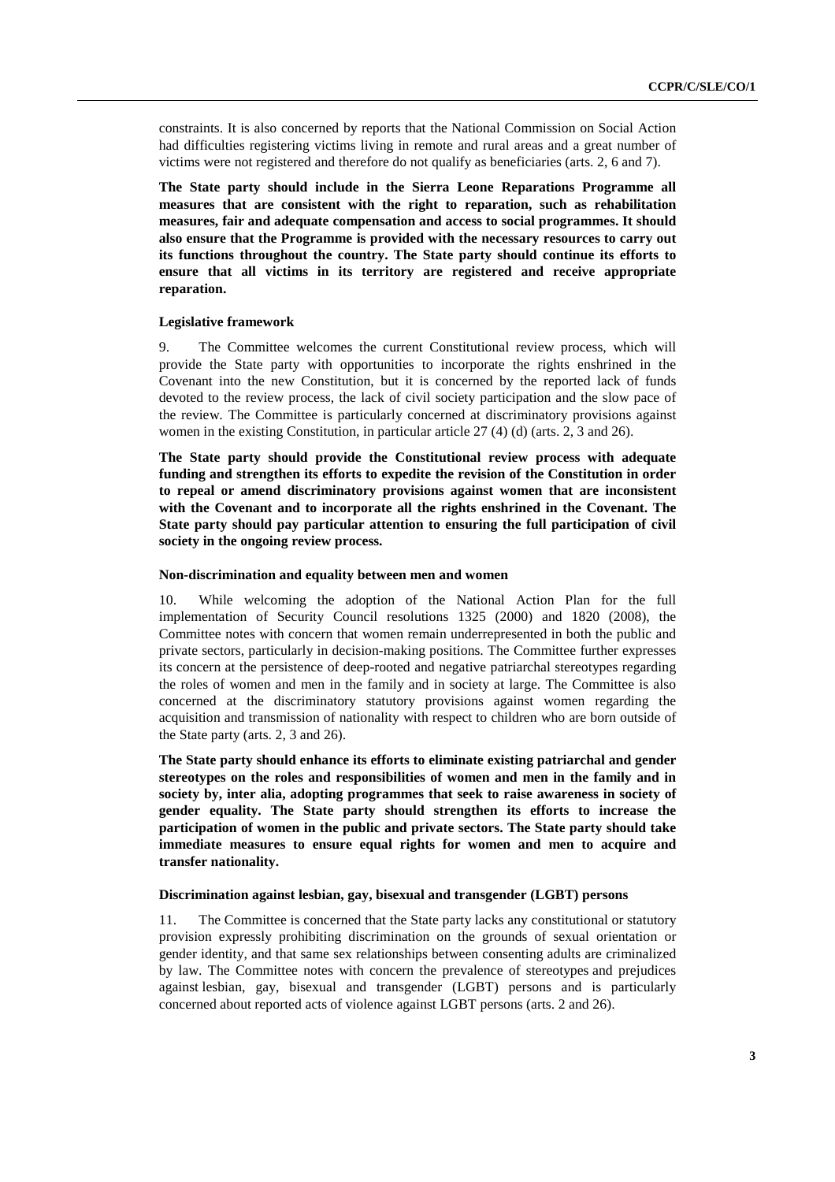constraints. It is also concerned by reports that the National Commission on Social Action had difficulties registering victims living in remote and rural areas and a great number of victims were not registered and therefore do not qualify as beneficiaries (arts. 2, 6 and 7).

**The State party should include in the Sierra Leone Reparations Programme all measures that are consistent with the right to reparation, such as rehabilitation measures, fair and adequate compensation and access to social programmes. It should also ensure that the Programme is provided with the necessary resources to carry out its functions throughout the country. The State party should continue its efforts to ensure that all victims in its territory are registered and receive appropriate reparation.**

#### Legislative framework

9. The Committee welcomes the current Constitutional review process, which will provide the State party with opportunities to incorporate the rights enshrined in the Covenant into the new Constitution, but it is concerned by the reported lack of funds devoted to the review process, the lack of civil society participation and the slow pace of the review. The Committee is particularly concerned at discriminatory provisions against women in the existing Constitution, in particular article 27 (4) (d) (arts. 2, 3 and 26).

**The State party should provide the Constitutional review process with adequate funding and strengthen its efforts to expedite the revision of the Constitution in order to repeal or amend discriminatory provisions against women that are inconsistent with the Covenant and to incorporate all the rights enshrined in the Covenant. The State party should pay particular attention to ensuring the full participation of civil society in the ongoing review process.**

#### Non-discrimination and equality between men and women

10. While welcoming the adoption of the National Action Plan for the full implementation of Security Council resolutions 1325 (2000) and 1820 (2008), the Committee notes with concern that women remain underrepresented in both the public and private sectors, particularly in decision-making positions. The Committee further expresses its concern at the persistence of deep-rooted and negative patriarchal stereotypes regarding the roles of women and men in the family and in society at large. The Committee is also concerned at the discriminatory statutory provisions against women regarding the acquisition and transmission of nationality with respect to children who are born outside of the State party (arts. 2, 3 and 26).

**The State party should enhance its efforts to eliminate existing patriarchal and gender stereotypes on the roles and responsibilities of women and men in the family and in society by, inter alia, adopting programmes that seek to raise awareness in society of gender equality. The State party should strengthen its efforts to increase the participation of women in the public and private sectors. The State party should take immediate measures to ensure equal rights for women and men to acquire and transfer nationality.**

#### Discrimination against lesbian, gay, bisexual and transgender (LGBT) persons

11. The Committee is concerned that the State party lacks any constitutional or statutory provision expressly prohibiting discrimination on the grounds of sexual orientation or gender identity, and that same sex relationships between consenting adults are criminalized by law. The Committee notes with concern the prevalence of stereotypes and prejudices against lesbian, gay, bisexual and transgender (LGBT) persons and is particularly concerned about reported acts of violence against LGBT persons (arts. 2 and 26).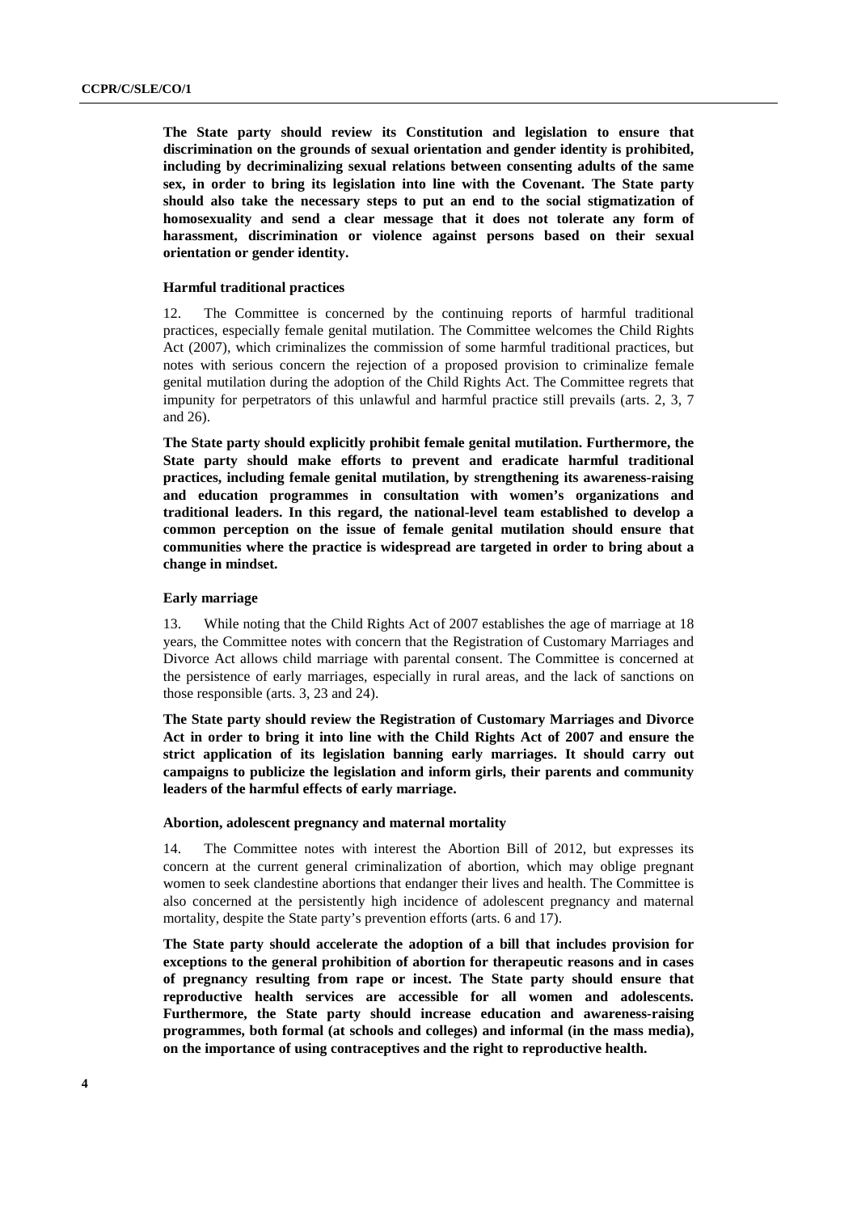**The State party should review its Constitution and legislation to ensure that discrimination on the grounds of sexual orientation and gender identity is prohibited, including by decriminalizing sexual relations between consenting adults of the same sex, in order to bring its legislation into line with the Covenant. The State party should also take the necessary steps to put an end to the social stigmatization of homosexuality and send a clear message that it does not tolerate any form of harassment, discrimination or violence against persons based on their sexual orientation or gender identity.**

### Harmful traditional practices

12. The Committee is concerned by the continuing reports of harmful traditional practices, especially female genital mutilation. The Committee welcomes the Child Rights Act (2007), which criminalizes the commission of some harmful traditional practices, but notes with serious concern the rejection of a proposed provision to criminalize female genital mutilation during the adoption of the Child Rights Act. The Committee regrets that impunity for perpetrators of this unlawful and harmful practice still prevails (arts. 2, 3, 7 and 26).

**The State party should explicitly prohibit female genital mutilation. Furthermore, the State party should make efforts to prevent and eradicate harmful traditional practices, including female genital mutilation, by strengthening its awareness-raising and education programmes in consultation with women's organizations and traditional leaders. In this regard, the national-level team established to develop a common perception on the issue of female genital mutilation should ensure that communities where the practice is widespread are targeted in order to bring about a change in mindset.**

### Early marriage

13. While noting that the Child Rights Act of 2007 establishes the age of marriage at 18 years, the Committee notes with concern that the Registration of Customary Marriages and Divorce Act allows child marriage with parental consent. The Committee is concerned at the persistence of early marriages, especially in rural areas, and the lack of sanctions on those responsible (arts. 3, 23 and 24).

**The State party should review the Registration of Customary Marriages and Divorce Act in order to bring it into line with the Child Rights Act of 2007 and ensure the strict application of its legislation banning early marriages. It should carry out campaigns to publicize the legislation and inform girls, their parents and community leaders of the harmful effects of early marriage.**

### Abortion, adolescent pregnancy and maternal mortality

14. The Committee notes with interest the Abortion Bill of 2012, but expresses its concern at the current general criminalization of abortion, which may oblige pregnant women to seek clandestine abortions that endanger their lives and health. The Committee is also concerned at the persistently high incidence of adolescent pregnancy and maternal mortality, despite the State party's prevention efforts (arts. 6 and 17).

**The State party should accelerate the adoption of a bill that includes provision for exceptions to the general prohibition of abortion for therapeutic reasons and in cases of pregnancy resulting from rape or incest. The State party should ensure that reproductive health services are accessible for all women and adolescents. Furthermore, the State party should increase education and awareness-raising programmes, both formal (at schools and colleges) and informal (in the mass media), on the importance of using contraceptives and the right to reproductive health.**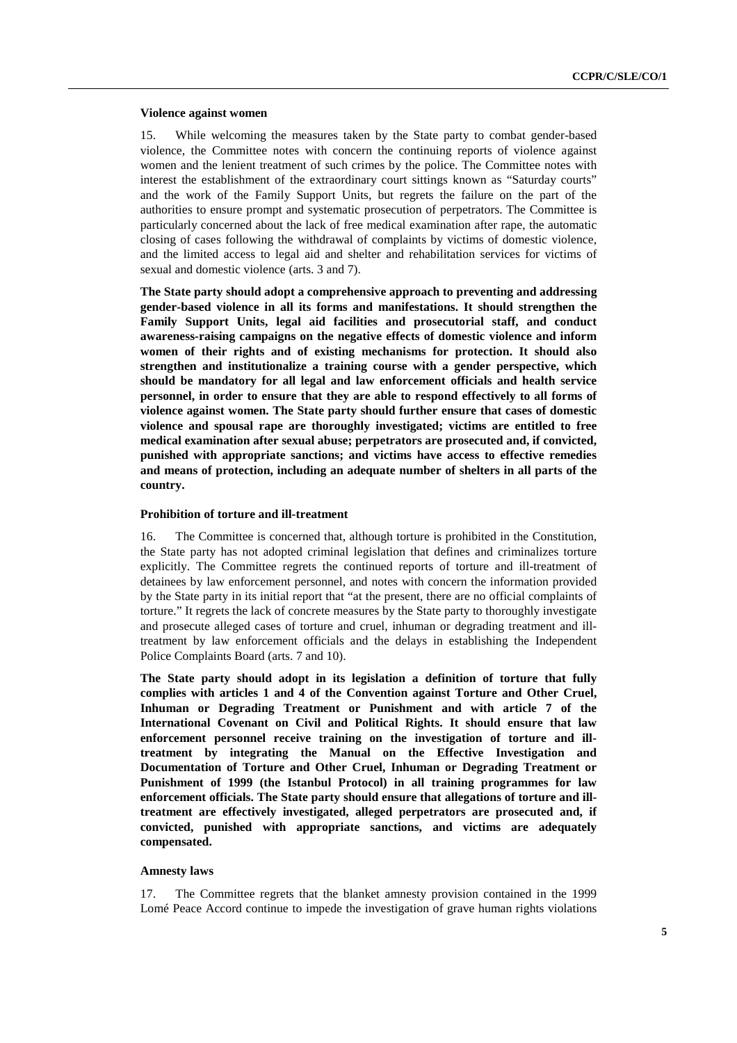### Violence against women

15. While welcoming the measures taken by the State party to combat gender-based violence, the Committee notes with concern the continuing reports of violence against women and the lenient treatment of such crimes by the police. The Committee notes with interest the establishment of the extraordinary court sittings known as "Saturday courts" and the work of the Family Support Units, but regrets the failure on the part of the authorities to ensure prompt and systematic prosecution of perpetrators. The Committee is particularly concerned about the lack of free medical examination after rape, the automatic closing of cases following the withdrawal of complaints by victims of domestic violence, and the limited access to legal aid and shelter and rehabilitation services for victims of sexual and domestic violence (arts. 3 and 7).

**The State party should adopt a comprehensive approach to preventing and addressing gender-based violence in all its forms and manifestations. It should strengthen the Family Support Units, legal aid facilities and prosecutorial staff, and conduct awareness-raising campaigns on the negative effects of domestic violence and inform women of their rights and of existing mechanisms for protection. It should also strengthen and institutionalize a training course with a gender perspective, which should be mandatory for all legal and law enforcement officials and health service personnel, in order to ensure that they are able to respond effectively to all forms of violence against women. The State party should further ensure that cases of domestic violence and spousal rape are thoroughly investigated; victims are entitled to free medical examination after sexual abuse; perpetrators are prosecuted and, if convicted, punished with appropriate sanctions; and victims have access to effective remedies and means of protection, including an adequate number of shelters in all parts of the country.**

### Prohibition of torture and ill-treatment

16. The Committee is concerned that, although torture is prohibited in the Constitution, the State party has not adopted criminal legislation that defines and criminalizes torture explicitly. The Committee regrets the continued reports of torture and ill-treatment of detainees by law enforcement personnel, and notes with concern the information provided by the State party in its initial report that "at the present, there are no official complaints of torture." It regrets the lack of concrete measures by the State party to thoroughly investigate and prosecute alleged cases of torture and cruel, inhuman or degrading treatment and ill-treatment by law enforcement officials and the delays in establishing the Independent Police Complaints Board (arts. 7 and 10).

**The State party should adopt in its legislation a definition of torture that fully complies with articles 1 and 4 of the Convention against Torture and Other Cruel, Inhuman or Degrading Treatment or Punishment and with article 7 of the International Covenant on Civil and Political Rights. It should ensure that law enforcement personnel receive training on the investigation of torture and ill-treatment by integrating the Manual on the Effective Investigation and Documentation of Torture and Other Cruel, Inhuman or Degrading Treatment or Punishment of 1999 (the Istanbul Protocol) in all training programmes for law enforcement officials. The State party should ensure that allegations of torture and ill-treatment are effectively investigated, alleged perpetrators are prosecuted and, if convicted, punished with appropriate sanctions, and victims are adequately compensated.**

### Amnesty laws

17. The Committee regrets that the blanket amnesty provision contained in the 1999 Lomé Peace Accord continue to impede the investigation of grave human rights violations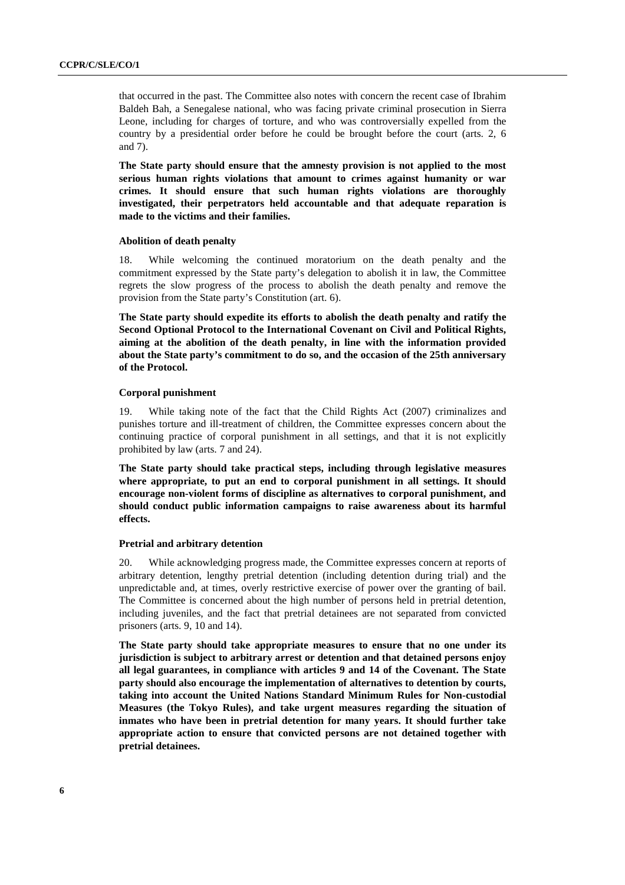that occurred in the past. The Committee also notes with concern the recent case of Ibrahim Baldeh Bah, a Senegalese national, who was facing private criminal prosecution in Sierra Leone, including for charges of torture, and who was controversially expelled from the country by a presidential order before he could be brought before the court (arts. 2, 6 and 7).

**The State party should ensure that the amnesty provision is not applied to the most serious human rights violations that amount to crimes against humanity or war crimes. It should ensure that such human rights violations are thoroughly investigated, their perpetrators held accountable and that adequate reparation is made to the victims and their families.**

### Abolition of death penalty

18. While welcoming the continued moratorium on the death penalty and the commitment expressed by the State party's delegation to abolish it in law, the Committee regrets the slow progress of the process to abolish the death penalty and remove the provision from the State party's Constitution (art. 6).

**The State party should expedite its efforts to abolish the death penalty and ratify the Second Optional Protocol to the International Covenant on Civil and Political Rights, aiming at the abolition of the death penalty, in line with the information provided about the State party's commitment to do so, and the occasion of the 25th anniversary of the Protocol.**

### Corporal punishment

19. While taking note of the fact that the Child Rights Act (2007) criminalizes and punishes torture and ill-treatment of children, the Committee expresses concern about the continuing practice of corporal punishment in all settings, and that it is not explicitly prohibited by law (arts. 7 and 24).

**The State party should take practical steps, including through legislative measures where appropriate, to put an end to corporal punishment in all settings. It should encourage non-violent forms of discipline as alternatives to corporal punishment, and should conduct public information campaigns to raise awareness about its harmful effects.**

### Pretrial and arbitrary detention

20. While acknowledging progress made, the Committee expresses concern at reports of arbitrary detention, lengthy pretrial detention (including detention during trial) and the unpredictable and, at times, overly restrictive exercise of power over the granting of bail. The Committee is concerned about the high number of persons held in pretrial detention, including juveniles, and the fact that pretrial detainees are not separated from convicted prisoners (arts. 9, 10 and 14).

**The State party should take appropriate measures to ensure that no one under its jurisdiction is subject to arbitrary arrest or detention and that detained persons enjoy all legal guarantees, in compliance with articles 9 and 14 of the Covenant. The State party should also encourage the implementation of alternatives to detention by courts, taking into account the United Nations Standard Minimum Rules for Non-custodial Measures (the Tokyo Rules), and take urgent measures regarding the situation of inmates who have been in pretrial detention for many years. It should further take appropriate action to ensure that convicted persons are not detained together with pretrial detainees.**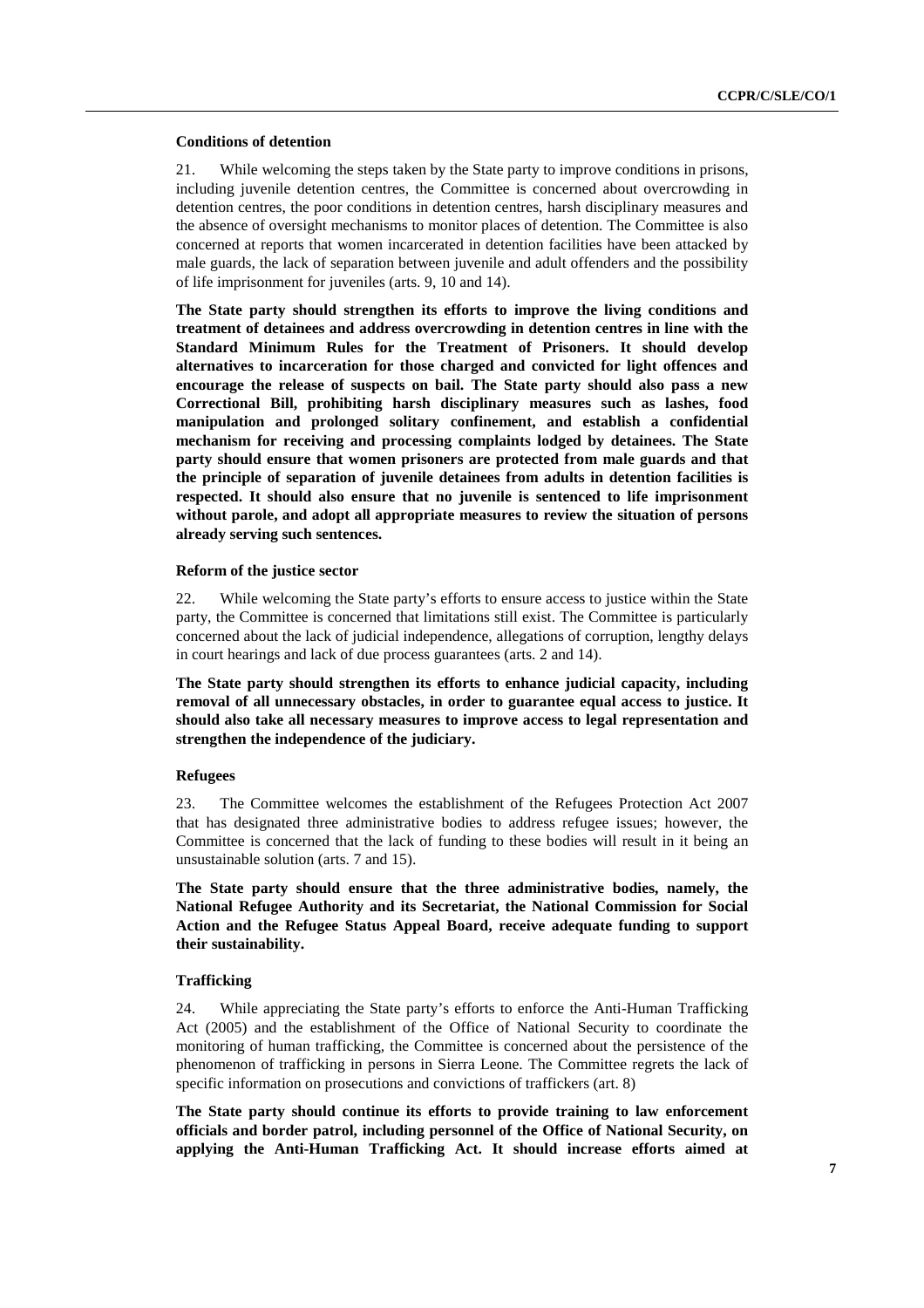**Conditions of detention**

21. While welcoming the steps taken by the State party to improve conditions in prisons, including juvenile detention centres, the Committee is concerned about overcrowding in detention centres, the poor conditions in detention centres, harsh disciplinary measures and the absence of oversight mechanisms to monitor places of detention. The Committee is also concerned at reports that women incarcerated in detention facilities have been attacked by male guards, the lack of separation between juvenile and adult offenders and the possibility of life imprisonment for juveniles (arts. 9, 10 and 14).

**The State party should strengthen its efforts to improve the living conditions and treatment of detainees and address overcrowding in detention centres in line with the Standard Minimum Rules for the Treatment of Prisoners. It should develop alternatives to incarceration for those charged and convicted for light offences and encourage the release of suspects on bail. The State party should also pass a new Correctional Bill, prohibiting harsh disciplinary measures such as lashes, food manipulation and prolonged solitary confinement, and establish a confidential mechanism for receiving and processing complaints lodged by detainees. The State party should ensure that women prisoners are protected from male guards and that the principle of separation of juvenile detainees from adults in detention facilities is respected. It should also ensure that no juvenile is sentenced to life imprisonment without parole, and adopt all appropriate measures to review the situation of persons already serving such sentences.**

**Reform of the justice sector**

22. While welcoming the State party's efforts to ensure access to justice within the State party, the Committee is concerned that limitations still exist. The Committee is particularly concerned about the lack of judicial independence, allegations of corruption, lengthy delays in court hearings and lack of due process guarantees (arts. 2 and 14).

**The State party should strengthen its efforts to enhance judicial capacity, including removal of all unnecessary obstacles, in order to guarantee equal access to justice. It should also take all necessary measures to improve access to legal representation and strengthen the independence of the judiciary.**

**Refugees**

23. The Committee welcomes the establishment of the Refugees Protection Act 2007 that has designated three administrative bodies to address refugee issues; however, the Committee is concerned that the lack of funding to these bodies will result in it being an unsustainable solution (arts. 7 and 15).

**The State party should ensure that the three administrative bodies, namely, the National Refugee Authority and its Secretariat, the National Commission for Social Action and the Refugee Status Appeal Board, receive adequate funding to support their sustainability.**

**Trafficking**

24. While appreciating the State party's efforts to enforce the Anti-Human Trafficking Act (2005) and the establishment of the Office of National Security to coordinate the monitoring of human trafficking, the Committee is concerned about the persistence of the phenomenon of trafficking in persons in Sierra Leone. The Committee regrets the lack of specific information on prosecutions and convictions of traffickers (art. 8)

**The State party should continue its efforts to provide training to law enforcement officials and border patrol, including personnel of the Office of National Security, on applying the Anti-Human Trafficking Act. It should increase efforts aimed at**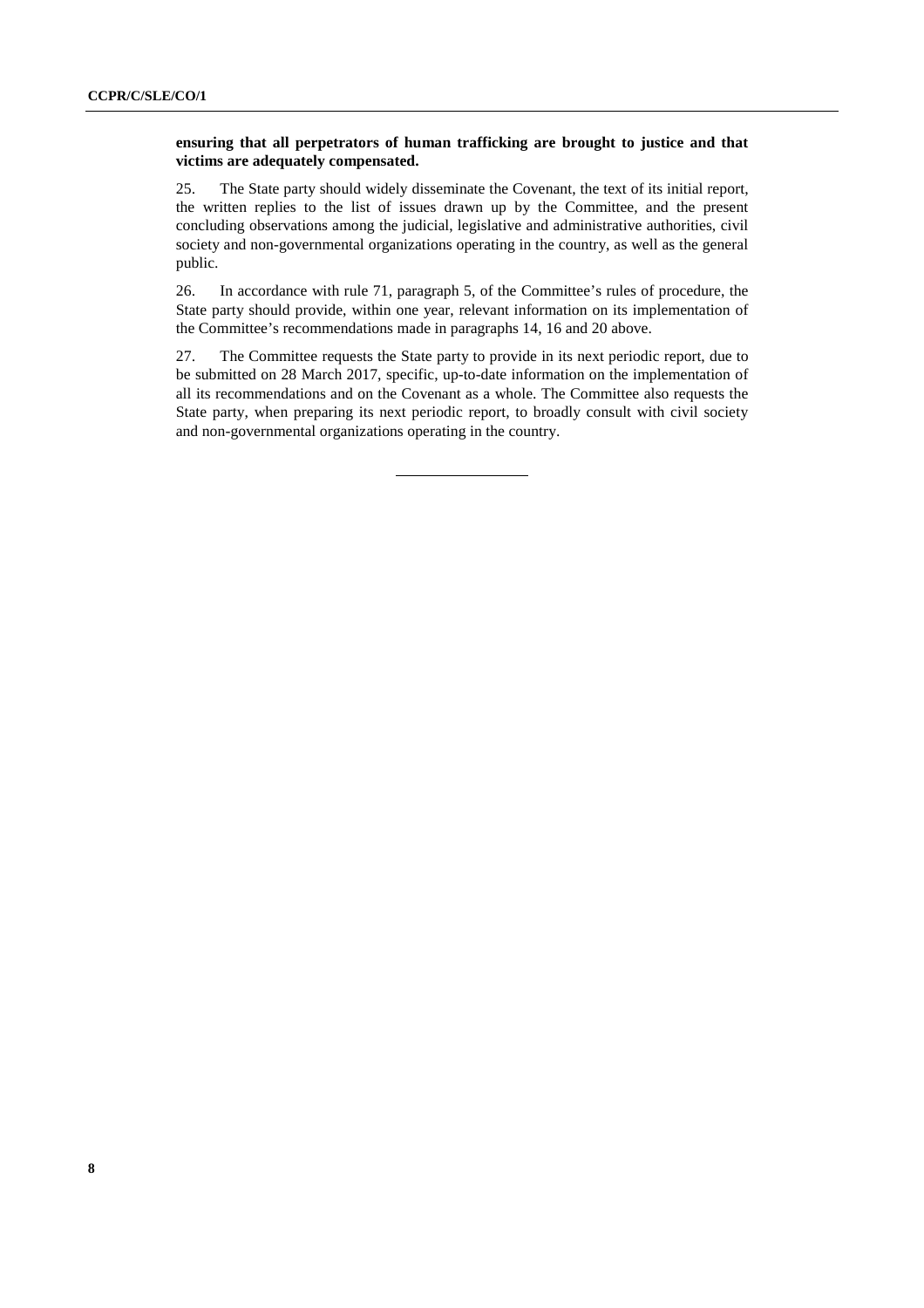**ensuring that all perpetrators of human trafficking are brought to justice and that victims are adequately compensated.**

25. The State party should widely disseminate the Covenant, the text of its initial report, the written replies to the list of issues drawn up by the Committee, and the present concluding observations among the judicial, legislative and administrative authorities, civil society and non-governmental organizations operating in the country, as well as the general public.

26. In accordance with rule 71, paragraph 5, of the Committee's rules of procedure, the State party should provide, within one year, relevant information on its implementation of the Committee's recommendations made in paragraphs 14, 16 and 20 above.

27. The Committee requests the State party to provide in its next periodic report, due to be submitted on 28 March 2017, specific, up-to-date information on the implementation of all its recommendations and on the Covenant as a whole. The Committee also requests the State party, when preparing its next periodic report, to broadly consult with civil society and non-governmental organizations operating in the country.